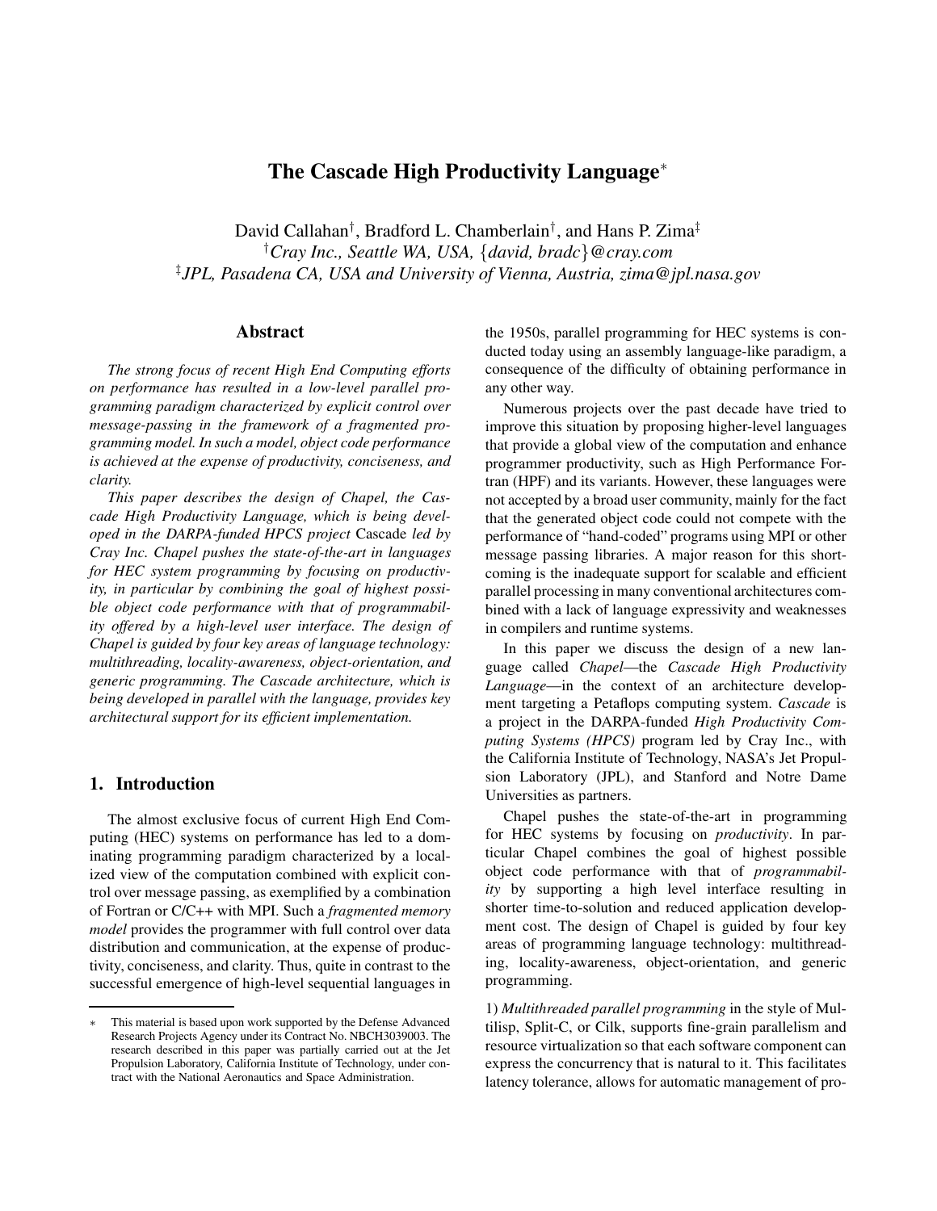# The Cascade High Productivity Language*

David Callahan†, Bradford L. Chamberlain†, and Hans P. Zima‡

†*Cray Inc., Seattle WA, USA, {david, bradc}@cray.com*

‡*JPL, Pasadena CA, USA and University of Vienna, Austria, zima@jpl.nasa.gov*

## Abstract

*The strong focus of recent High End Computing efforts on performance has resulted in a low-level parallel programming paradigm characterized by explicit control over message-passing in the framework of a fragmented programming model. In such a model, object code performance is achieved at the expense of productivity, conciseness, and clarity.*

*This paper describes the design of Chapel, the Cascade High Productivity Language, which is being developed in the DARPA-funded HPCS project* Cascade *led by Cray Inc. Chapel pushes the state-of-the-art in languages for HEC system programming by focusing on productivity, in particular by combining the goal of highest possible object code performance with that of programmability offered by a high-level user interface. The design of Chapel is guided by four key areas of language technology: multithreading, locality-awareness, object-orientation, and generic programming. The Cascade architecture, which is being developed in parallel with the language, provides key architectural support for its efficient implementation.*

## 1. Introduction

The almost exclusive focus of current High End Computing (HEC) systems on performance has led to a dominating programming paradigm characterized by a localized view of the computation combined with explicit control over message passing, as exemplified by a combination of Fortran or C/C++ with MPI. Such a *fragmented memory model* provides the programmer with full control over data distribution and communication, at the expense of productivity, conciseness, and clarity. Thus, quite in contrast to the successful emergence of high-level sequential languages in the 1950s, parallel programming for HEC systems is conducted today using an assembly language-like paradigm, a consequence of the difficulty of obtaining performance in any other way.

Numerous projects over the past decade have tried to improve this situation by proposing higher-level languages that provide a global view of the computation and enhance programmer productivity, such as High Performance Fortran (HPF) and its variants. However, these languages were not accepted by a broad user community, mainly for the fact that the generated object code could not compete with the performance of "hand-coded" programs using MPI or other message passing libraries. A major reason for this shortcoming is the inadequate support for scalable and efficient parallel processing in many conventional architectures combined with a lack of language expressivity and weaknesses in compilers and runtime systems.

In this paper we discuss the design of a new language called *Chapel*—the *Cascade High Productivity Language*—in the context of an architecture development targeting a Petaflops computing system. *Cascade* is a project in the DARPA-funded *High Productivity Computing Systems (HPCS)* program led by Cray Inc., with the California Institute of Technology, NASA's Jet Propulsion Laboratory (JPL), and Stanford and Notre Dame Universities as partners.

Chapel pushes the state-of-the-art in programming for HEC systems by focusing on *productivity*. In particular Chapel combines the goal of highest possible object code performance with that of *programmability* by supporting a high level interface resulting in shorter time-to-solution and reduced application development cost. The design of Chapel is guided by four key areas of programming language technology: multithreading, locality-awareness, object-orientation, and generic programming.

1) *Multithreaded parallel programming* in the style of Multilisp, Split-C, or Cilk, supports fine-grain parallelism and resource virtualization so that each software component can express the concurrency that is natural to it. This facilitates latency tolerance, allows for automatic management of pro-

* This material is based upon work supported by the Defense Advanced Research Projects Agency under its Contract No. NBCH3039003. The research described in this paper was partially carried out at the Jet Propulsion Laboratory, California Institute of Technology, under contract with the National Aeronautics and Space Administration.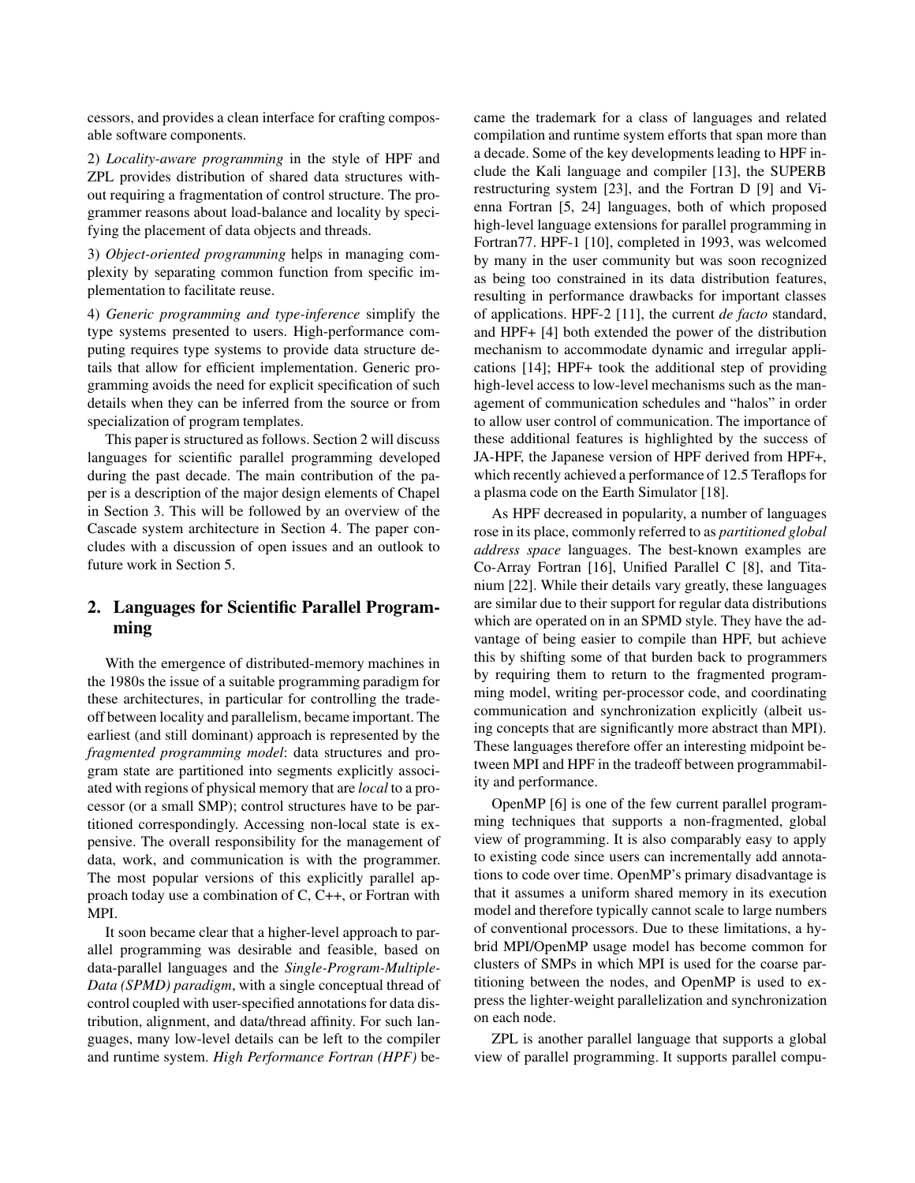cessors, and provides a clean interface for crafting composable software components.

2) *Locality-aware programming* in the style of HPF and ZPL provides distribution of shared data structures without requiring a fragmentation of control structure. The programmer reasons about load-balance and locality by specifying the placement of data objects and threads.

3) *Object-oriented programming* helps in managing complexity by separating common function from specific implementation to facilitate reuse.

4) *Generic programming and type-inference* simplify the type systems presented to users. High-performance computing requires type systems to provide data structure details that allow for efficient implementation. Generic programming avoids the need for explicit specification of such details when they can be inferred from the source or from specialization of program templates.

This paper is structured as follows. Section 2 will discuss languages for scientific parallel programming developed during the past decade. The main contribution of the paper is a description of the major design elements of Chapel in Section 3. This will be followed by an overview of the Cascade system architecture in Section 4. The paper concludes with a discussion of open issues and an outlook to future work in Section 5.

## 2. Languages for Scientific Parallel Programming

With the emergence of distributed-memory machines in the 1980s the issue of a suitable programming paradigm for these architectures, in particular for controlling the tradeoff between locality and parallelism, became important. The earliest (and still dominant) approach is represented by the *fragmented programming model*: data structures and program state are partitioned into segments explicitly associated with regions of physical memory that are *local* to a processor (or a small SMP); control structures have to be partitioned correspondingly. Accessing non-local state is expensive. The overall responsibility for the management of data, work, and communication is with the programmer. The most popular versions of this explicitly parallel approach today use a combination of C, C++, or Fortran with MPI.

It soon became clear that a higher-level approach to parallel programming was desirable and feasible, based on data-parallel languages and the *Single-Program-Multiple-Data (SPMD) paradigm*, with a single conceptual thread of control coupled with user-specified annotations for data distribution, alignment, and data/thread affinity. For such languages, many low-level details can be left to the compiler and runtime system. *High Performance Fortran (HPF)* became the trademark for a class of languages and related compilation and runtime system efforts that span more than a decade. Some of the key developments leading to HPF include the Kali language and compiler [13], the SUPERB restructuring system [23], and the Fortran D [9] and Vienna Fortran [5, 24] languages, both of which proposed high-level language extensions for parallel programming in Fortran77. HPF-1 [10], completed in 1993, was welcomed by many in the user community but was soon recognized as being too constrained in its data distribution features, resulting in performance drawbacks for important classes of applications. HPF-2 [11], the current *de facto* standard, and HPF+ [4] both extended the power of the distribution mechanism to accommodate dynamic and irregular applications [14]; HPF+ took the additional step of providing high-level access to low-level mechanisms such as the management of communication schedules and "halos" in order to allow user control of communication. The importance of these additional features is highlighted by the success of JA-HPF, the Japanese version of HPF derived from HPF+, which recently achieved a performance of 12.5 Teraflops for a plasma code on the Earth Simulator [18].

As HPF decreased in popularity, a number of languages rose in its place, commonly referred to as *partitioned global address space* languages. The best-known examples are Co-Array Fortran [16], Unified Parallel C [8], and Titanium [22]. While their details vary greatly, these languages are similar due to their support for regular data distributions which are operated on in an SPMD style. They have the advantage of being easier to compile than HPF, but achieve this by shifting some of that burden back to programmers by requiring them to return to the fragmented programming model, writing per-processor code, and coordinating communication and synchronization explicitly (albeit using concepts that are significantly more abstract than MPI). These languages therefore offer an interesting midpoint between MPI and HPF in the tradeoff between programmability and performance.

OpenMP [6] is one of the few current parallel programming techniques that supports a non-fragmented, global view of programming. It is also comparably easy to apply to existing code since users can incrementally add annotations to code over time. OpenMP's primary disadvantage is that it assumes a uniform shared memory in its execution model and therefore typically cannot scale to large numbers of conventional processors. Due to these limitations, a hybrid MPI/OpenMP usage model has become common for clusters of SMPs in which MPI is used for the coarse partitioning between the nodes, and OpenMP is used to express the lighter-weight parallelization and synchronization on each node.

ZPL is another parallel language that supports a global view of parallel programming. It supports parallel compu-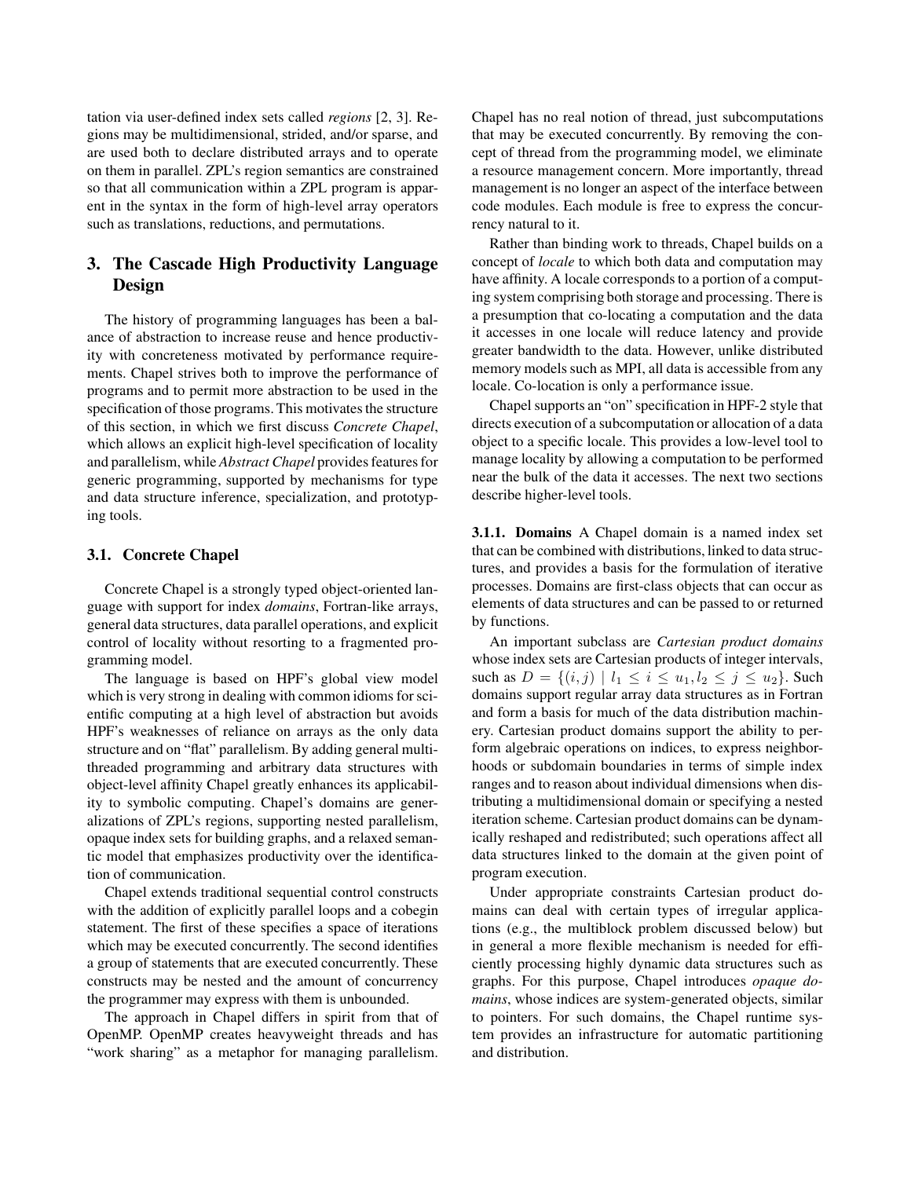tation via user-defined index sets called *regions* [2, 3]. Regions may be multidimensional, strided, and/or sparse, and are used both to declare distributed arrays and to operate on them in parallel. ZPL's region semantics are constrained so that all communication within a ZPL program is apparent in the syntax in the form of high-level array operators such as translations, reductions, and permutations.

## 3. The Cascade High Productivity Language Design

The history of programming languages has been a balance of abstraction to increase reuse and hence productivity with concreteness motivated by performance requirements. Chapel strives both to improve the performance of programs and to permit more abstraction to be used in the specification of those programs. This motivates the structure of this section, in which we first discuss *Concrete Chapel*, which allows an explicit high-level specification of locality and parallelism, while *Abstract Chapel* provides features for generic programming, supported by mechanisms for type and data structure inference, specialization, and prototyping tools.

### 3.1. Concrete Chapel

Concrete Chapel is a strongly typed object-oriented language with support for index *domains*, Fortran-like arrays, general data structures, data parallel operations, and explicit control of locality without resorting to a fragmented programming model.

The language is based on HPF's global view model which is very strong in dealing with common idioms for scientific computing at a high level of abstraction but avoids HPF's weaknesses of reliance on arrays as the only data structure and on "flat" parallelism. By adding general multithreaded programming and arbitrary data structures with object-level affinity Chapel greatly enhances its applicability to symbolic computing. Chapel's domains are generalizations of ZPL's regions, supporting nested parallelism, opaque index sets for building graphs, and a relaxed semantic model that emphasizes productivity over the identification of communication.

Chapel extends traditional sequential control constructs with the addition of explicitly parallel loops and a cobegin statement. The first of these specifies a space of iterations which may be executed concurrently. The second identifies a group of statements that are executed concurrently. These constructs may be nested and the amount of concurrency the programmer may express with them is unbounded.

The approach in Chapel differs in spirit from that of OpenMP. OpenMP creates heavyweight threads and has "work sharing" as a metaphor for managing parallelism. Chapel has no real notion of thread, just subcomputations that may be executed concurrently. By removing the concept of thread from the programming model, we eliminate a resource management concern. More importantly, thread management is no longer an aspect of the interface between code modules. Each module is free to express the concurrency natural to it.

Rather than binding work to threads, Chapel builds on a concept of *locale* to which both data and computation may have affinity. A locale corresponds to a portion of a computing system comprising both storage and processing. There is a presumption that co-locating a computation and the data it accesses in one locale will reduce latency and provide greater bandwidth to the data. However, unlike distributed memory models such as MPI, all data is accessible from any locale. Co-location is only a performance issue.

Chapel supports an "on" specification in HPF-2 style that directs execution of a subcomputation or allocation of a data object to a specific locale. This provides a low-level tool to manage locality by allowing a computation to be performed near the bulk of the data it accesses. The next two sections describe higher-level tools.

#### 3.1.1. Domains

A Chapel domain is a named index set that can be combined with distributions, linked to data structures, and provides a basis for the formulation of iterative processes. Domains are first-class objects that can occur as elements of data structures and can be passed to or returned by functions.

An important subclass are *Cartesian product domains* whose index sets are Cartesian products of integer intervals, such as $D = \{(i, j) \mid l_1 \leq i \leq u_1, l_2 \leq j \leq u_2\}$. Such domains support regular array data structures as in Fortran and form a basis for much of the data distribution machinery. Cartesian product domains support the ability to perform algebraic operations on indices, to express neighborhoods or subdomain boundaries in terms of simple index ranges and to reason about individual dimensions when distributing a multidimensional domain or specifying a nested iteration scheme. Cartesian product domains can be dynamically reshaped and redistributed; such operations affect all data structures linked to the domain at the given point of program execution.

Under appropriate constraints Cartesian product domains can deal with certain types of irregular applications (e.g., the multiblock problem discussed below) but in general a more flexible mechanism is needed for efficiently processing highly dynamic data structures such as graphs. For this purpose, Chapel introduces *opaque domains*, whose indices are system-generated objects, similar to pointers. For such domains, the Chapel runtime system provides an infrastructure for automatic partitioning and distribution.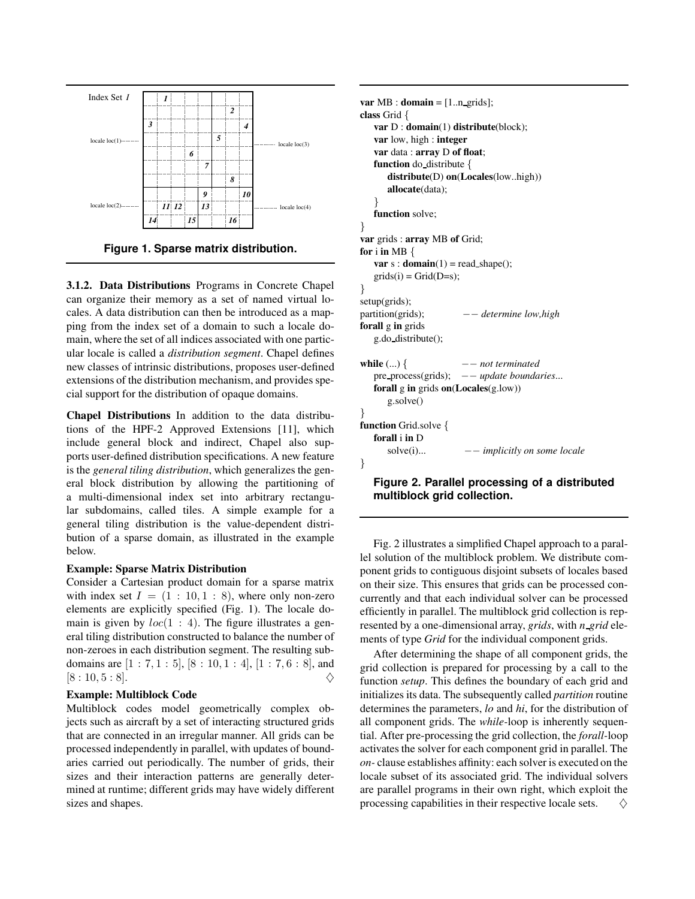Index Set $I$

| | | | | | | | |
|---|---|---|---|---|---|---|---|
| | *1* | | | | | | |
| | | | | | | *2* | |
| *3* | | | | | | | *4* |
| | | | | | *5* | | |
| | | | *6* | | | | |
| | | | | *7* | | | |
| | | | | | | *8* | |
| | | | | *9* | | | *10* |
| | *11* | *12* | | *13* | | | |
| *14* | | | *15* | | | *16* | |

locale loc(1), locale loc(2), locale loc(3), locale loc(4)

**Figure 1. Sparse matrix distribution.**

**3.1.2. Data Distributions** Programs in Concrete Chapel can organize their memory as a set of named virtual locales. A data distribution can then be introduced as a mapping from the index set of a domain to such a locale domain, where the set of all indices associated with one particular locale is called a *distribution segment*. Chapel defines new classes of intrinsic distributions, proposes user-defined extensions of the distribution mechanism, and provides special support for the distribution of opaque domains.

**Chapel Distributions** In addition to the data distributions of the HPF-2 Approved Extensions [11], which include general block and indirect, Chapel also supports user-defined distribution specifications. A new feature is the *general tiling distribution*, which generalizes the general block distribution by allowing the partitioning of a multi-dimensional index set into arbitrary rectangular subdomains, called tiles. A simple example for a general tiling distribution is the value-dependent distribution of a sparse domain, as illustrated in the example below.

**Example: Sparse Matrix Distribution**

Consider a Cartesian product domain for a sparse matrix with index set $I = (1 : 10, 1 : 8)$, where only non-zero elements are explicitly specified (Fig. 1). The locale domain is given by $loc(1 : 4)$. The figure illustrates a general tiling distribution constructed to balance the number of non-zeroes in each distribution segment. The resulting subdomains are $[1 : 7, 1 : 5]$, $[8 : 10, 1 : 4]$, $[1 : 7, 6 : 8]$, and $[8 : 10, 5 : 8]$. ♢

**Example: Multiblock Code**

Multiblock codes model geometrically complex objects such as aircraft by a set of interacting structured grids that are connected in an irregular manner. All grids can be processed independently in parallel, with updates of boundaries carried out periodically. The number of grids, their sizes and their interaction patterns are generally determined at runtime; different grids may have widely different sizes and shapes.

```
var MB : domain = [1..n_grids];
class Grid {
    var D : domain(1) distribute(block);
    var low, high : integer
    var data : array D of float;
    function do_distribute {
        distribute(D) on(Locales(low..high))
        allocate(data);
    }
    function solve;
}
var grids : array MB of Grid;
for i in MB {
    var s : domain(1) = read_shape();
    grids(i) = Grid(D=s);
}
setup(grids);
partition(grids);          -- determine low,high
forall g in grids
    g.do_distribute();

while (...) {              -- not terminated
    pre_process(grids);    -- update boundaries...
    forall g in grids on(Locales(g.low))
        g.solve()
}
function Grid.solve {
    forall i in D
        solve(i)...        -- implicitly on some locale
}
```

**Figure 2. Parallel processing of a distributed multiblock grid collection.**

Fig. 2 illustrates a simplified Chapel approach to a parallel solution of the multiblock problem. We distribute component grids to contiguous disjoint subsets of locales based on their size. This ensures that grids can be processed concurrently and that each individual solver can be processed efficiently in parallel. The multiblock grid collection is represented by a one-dimensional array, *grids*, with *n_grid* elements of type *Grid* for the individual component grids.

After determining the shape of all component grids, the grid collection is prepared for processing by a call to the function *setup*. This defines the boundary of each grid and initializes its data. The subsequently called *partition* routine determines the parameters, *lo* and *hi*, for the distribution of all component grids. The *while*-loop is inherently sequential. After pre-processing the grid collection, the *forall*-loop activates the solver for each component grid in parallel. The *on*- clause establishes affinity: each solver is executed on the locale subset of its associated grid. The individual solvers are parallel programs in their own right, which exploit the processing capabilities in their respective locale sets. ♢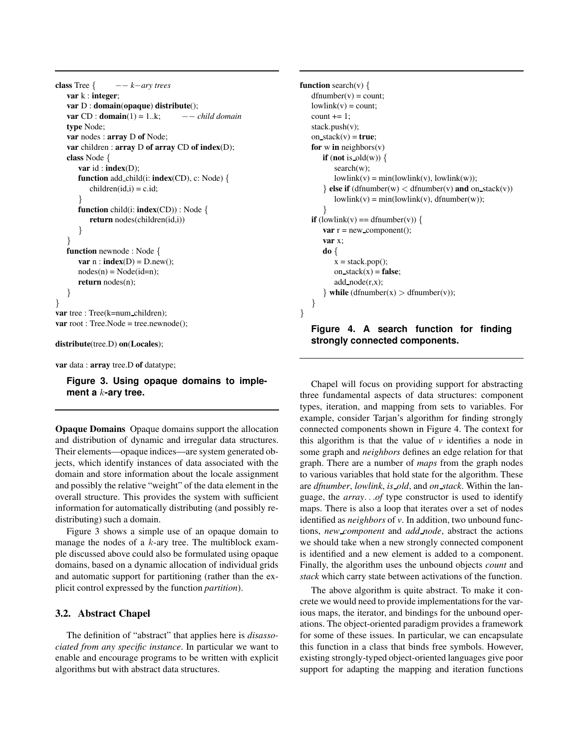```
class Tree {      -- k-ary trees
    var k : integer;
    var D : domain(opaque) distribute();
    var CD : domain(1) = 1..k;      -- child domain
    type Node;
    var nodes : array D of Node;
    var children : array D of array CD of index(D);
    class Node {
        var id : index(D);
        function add_child(i: index(CD), c: Node) {
            children(id,i) = c.id;
        }
        function child(i: index(CD)) : Node {
            return nodes(children(id,i))
        }
    }
    function newnode : Node {
        var n : index(D) = D.new();
        nodes(n) = Node(id=n);
        return nodes(n);
    }
}
var tree : Tree(k=num_children);
var root : Tree.Node = tree.newnode();

distribute(tree.D) on(Locales);

var data : array tree.D of datatype;
```

**Figure 3. Using opaque domains to implement a $k$-ary tree.**

**Opaque Domains** Opaque domains support the allocation and distribution of dynamic and irregular data structures. Their elements—opaque indices—are system generated objects, which identify instances of data associated with the domain and store information about the locale assignment and possibly the relative "weight" of the data element in the overall structure. This provides the system with sufficient information for automatically distributing (and possibly redistributing) such a domain.

Figure 3 shows a simple use of an opaque domain to manage the nodes of a $k$-ary tree. The multiblock example discussed above could also be formulated using opaque domains, based on a dynamic allocation of individual grids and automatic support for partitioning (rather than the explicit control expressed by the function *partition*).

### 3.2. Abstract Chapel

The definition of "abstract" that applies here is *disassociated from any specific instance*. In particular we want to enable and encourage programs to be written with explicit algorithms but with abstract data structures.

```
function search(v) {
    dfnumber(v) = count;
    lowlink(v) = count;
    count += 1;
    stack.push(v);
    on_stack(v) = true;
    for w in neighbors(v)
        if (not is_old(w)) {
            search(w);
            lowlink(v) = min(lowlink(v), lowlink(w));
        } else if (dfnumber(w) < dfnumber(v) and on_stack(v))
            lowlink(v) = min(lowlink(v), dfnumber(w));
        }
    if (lowlink(v) == dfnumber(v)) {
        var r = new_component();
        var x;
        do {
            x = stack.pop();
            on_stack(x) = false;
            add_node(r,x);
        } while (dfnumber(x) > dfnumber(v));
    }
}
```

**Figure 4. A search function for finding strongly connected components.**

Chapel will focus on providing support for abstracting three fundamental aspects of data structures: component types, iteration, and mapping from sets to variables. For example, consider Tarjan's algorithm for finding strongly connected components shown in Figure 4. The context for this algorithm is that the value of *v* identifies a node in some graph and *neighbors* defines an edge relation for that graph. There are a number of *maps* from the graph nodes to various variables that hold state for the algorithm. These are *dfnumber*, *lowlink*, *is_old*, and *on_stack*. Within the language, the *array. . .of* type constructor is used to identify maps. There is also a loop that iterates over a set of nodes identified as *neighbors* of *v*. In addition, two unbound functions, *new_component* and *add_node*, abstract the actions we should take when a new strongly connected component is identified and a new element is added to a component. Finally, the algorithm uses the unbound objects *count* and *stack* which carry state between activations of the function.

The above algorithm is quite abstract. To make it concrete we would need to provide implementations for the various maps, the iterator, and bindings for the unbound operations. The object-oriented paradigm provides a framework for some of these issues. In particular, we can encapsulate this function in a class that binds free symbols. However, existing strongly-typed object-oriented languages give poor support for adapting the mapping and iteration functions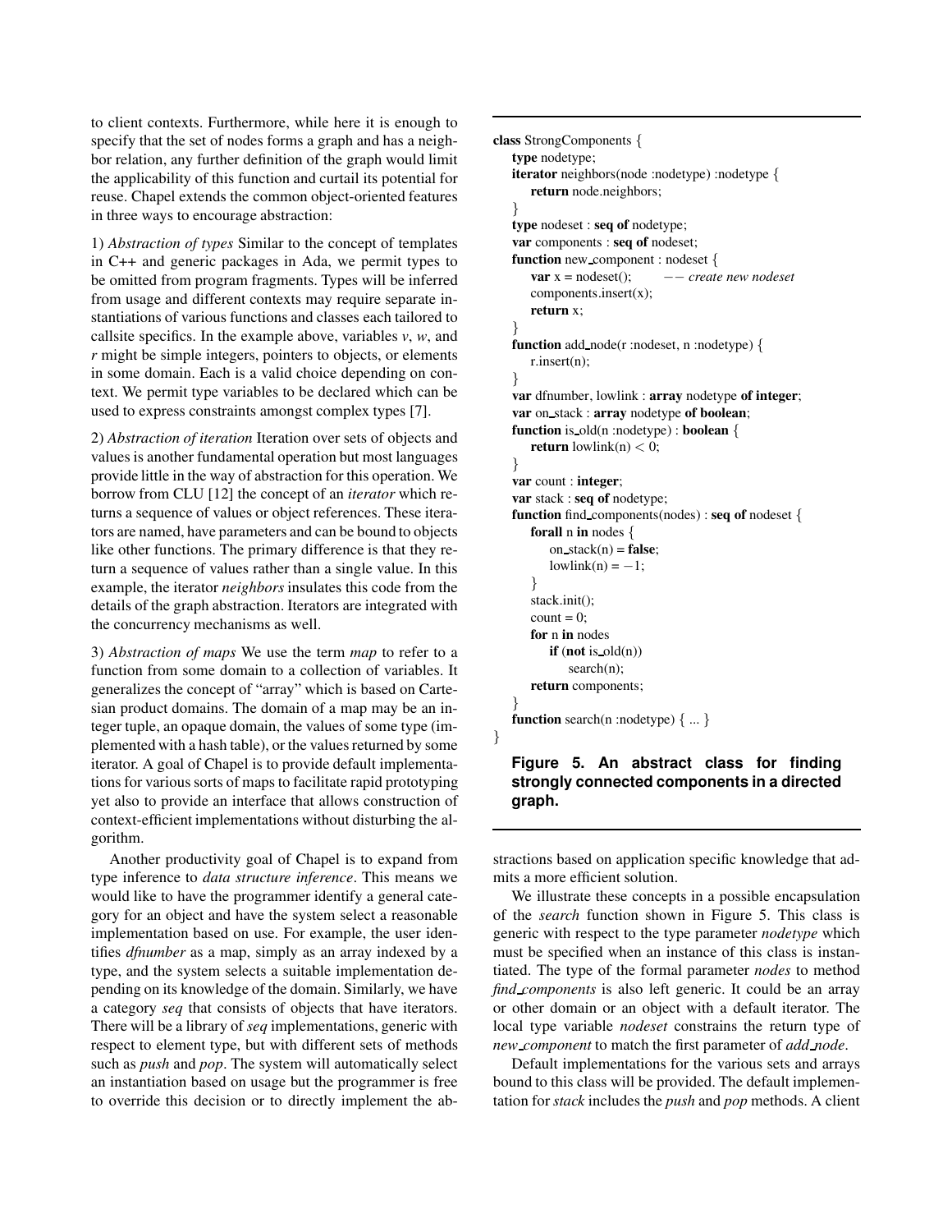to client contexts. Furthermore, while here it is enough to specify that the set of nodes forms a graph and has a neighbor relation, any further definition of the graph would limit the applicability of this function and curtail its potential for reuse. Chapel extends the common object-oriented features in three ways to encourage abstraction:

1) *Abstraction of types* Similar to the concept of templates in C++ and generic packages in Ada, we permit types to be omitted from program fragments. Types will be inferred from usage and different contexts may require separate instantiations of various functions and classes each tailored to callsite specifics. In the example above, variables *v*, *w*, and *r* might be simple integers, pointers to objects, or elements in some domain. Each is a valid choice depending on context. We permit type variables to be declared which can be used to express constraints amongst complex types [7].

2) *Abstraction of iteration* Iteration over sets of objects and values is another fundamental operation but most languages provide little in the way of abstraction for this operation. We borrow from CLU [12] the concept of an *iterator* which returns a sequence of values or object references. These iterators are named, have parameters and can be bound to objects like other functions. The primary difference is that they return a sequence of values rather than a single value. In this example, the iterator *neighbors* insulates this code from the details of the graph abstraction. Iterators are integrated with the concurrency mechanisms as well.

3) *Abstraction of maps* We use the term *map* to refer to a function from some domain to a collection of variables. It generalizes the concept of "array" which is based on Cartesian product domains. The domain of a map may be an integer tuple, an opaque domain, the values of some type (implemented with a hash table), or the values returned by some iterator. A goal of Chapel is to provide default implementations for various sorts of maps to facilitate rapid prototyping yet also to provide an interface that allows construction of context-efficient implementations without disturbing the algorithm.

Another productivity goal of Chapel is to expand from type inference to *data structure inference*. This means we would like to have the programmer identify a general category for an object and have the system select a reasonable implementation based on use. For example, the user identifies *dfnumber* as a map, simply as an array indexed by a type, and the system selects a suitable implementation depending on its knowledge of the domain. Similarly, we have a category *seq* that consists of objects that have iterators. There will be a library of *seq* implementations, generic with respect to element type, but with different sets of methods such as *push* and *pop*. The system will automatically select an instantiation based on usage but the programmer is free to override this decision or to directly implement the abstractions based on application specific knowledge that admits a more efficient solution.

```
class StrongComponents {
    type nodetype;
    iterator neighbors(node :nodetype) :nodetype {
        return node.neighbors;
    }
    type nodeset : seq of nodetype;
    var components : seq of nodeset;
    function new_component : nodeset {
        var x = nodeset();        -- create new nodeset
        components.insert(x);
        return x;
    }
    function add_node(r :nodeset, n :nodetype) {
        r.insert(n);
    }
    var dfnumber, lowlink : array nodetype of integer;
    var on_stack : array nodetype of boolean;
    function is_old(n :nodetype) : boolean {
        return lowlink(n) < 0;
    }
    var count : integer;
    var stack : seq of nodetype;
    function find_components(nodes) : seq of nodeset {
        forall n in nodes {
            on_stack(n) = false;
            lowlink(n) = −1;
        }
        stack.init();
        count = 0;
        for n in nodes
            if (not is_old(n))
                search(n);
        return components;
    }
    function search(n :nodetype) { ... }
}
```

**Figure 5. An abstract class for finding strongly connected components in a directed graph.**

We illustrate these concepts in a possible encapsulation of the *search* function shown in Figure 5. This class is generic with respect to the type parameter *nodetype* which must be specified when an instance of this class is instantiated. The type of the formal parameter *nodes* to method *find_components* is also left generic. It could be an array or other domain or an object with a default iterator. The local type variable *nodeset* constrains the return type of *new_component* to match the first parameter of *add_node*.

Default implementations for the various sets and arrays bound to this class will be provided. The default implementation for *stack* includes the *push* and *pop* methods. A client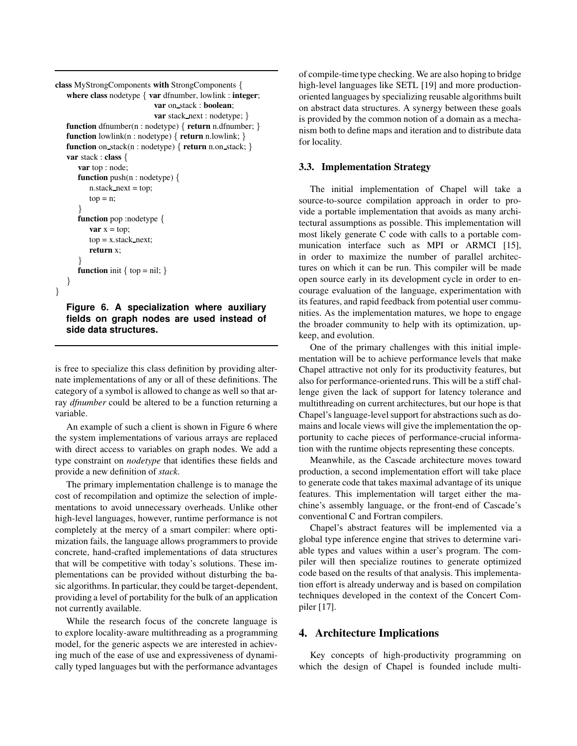```
class MyStrongComponents with StrongComponents {
    where class nodetype { var dfnumber, lowlink : integer;
                            var on_stack : boolean;
                            var stack_next : nodetype; }
    function dfnumber(n : nodetype) { return n.dfnumber; }
    function lowlink(n : nodetype) { return n.lowlink; }
    function on_stack(n : nodetype) { return n.on_stack; }
    var stack : class {
        var top : node;
        function push(n : nodetype) {
            n.stack_next = top;
            top = n;
        }
        function pop :nodetype {
            var x = top;
            top = x.stack_next;
            return x;
        }
        function init { top = nil; }
    }
}
```

**Figure 6. A specialization where auxiliary fields on graph nodes are used instead of side data structures.**

is free to specialize this class definition by providing alternate implementations of any or all of these definitions. The category of a symbol is allowed to change as well so that array *dfnumber* could be altered to be a function returning a variable.

An example of such a client is shown in Figure 6 where the system implementations of various arrays are replaced with direct access to variables on graph nodes. We add a type constraint on *nodetype* that identifies these fields and provide a new definition of *stack*.

The primary implementation challenge is to manage the cost of recompilation and optimize the selection of implementations to avoid unnecessary overheads. Unlike other high-level languages, however, runtime performance is not completely at the mercy of a smart compiler: where optimization fails, the language allows programmers to provide concrete, hand-crafted implementations of data structures that will be competitive with today's solutions. These implementations can be provided without disturbing the basic algorithms. In particular, they could be target-dependent, providing a level of portability for the bulk of an application not currently available.

While the research focus of the concrete language is to explore locality-aware multithreading as a programming model, for the generic aspects we are interested in achieving much of the ease of use and expressiveness of dynamically typed languages but with the performance advantages of compile-time type checking. We are also hoping to bridge high-level languages like SETL [19] and more production-oriented languages by specializing reusable algorithms built on abstract data structures. A synergy between these goals is provided by the common notion of a domain as a mechanism both to define maps and iteration and to distribute data for locality.

### 3.3. Implementation Strategy

The initial implementation of Chapel will take a source-to-source compilation approach in order to provide a portable implementation that avoids as many architectural assumptions as possible. This implementation will most likely generate C code with calls to a portable communication interface such as MPI or ARMCI [15], in order to maximize the number of parallel architectures on which it can be run. This compiler will be made open source early in its development cycle in order to encourage evaluation of the language, experimentation with its features, and rapid feedback from potential user communities. As the implementation matures, we hope to engage the broader community to help with its optimization, upkeep, and evolution.

One of the primary challenges with this initial implementation will be to achieve performance levels that make Chapel attractive not only for its productivity features, but also for performance-oriented runs. This will be a stiff challenge given the lack of support for latency tolerance and multithreading on current architectures, but our hope is that Chapel's language-level support for abstractions such as domains and locale views will give the implementation the opportunity to cache pieces of performance-crucial information with the runtime objects representing these concepts.

Meanwhile, as the Cascade architecture moves toward production, a second implementation effort will take place to generate code that takes maximal advantage of its unique features. This implementation will target either the machine's assembly language, or the front-end of Cascade's conventional C and Fortran compilers.

Chapel's abstract features will be implemented via a global type inference engine that strives to determine variable types and values within a user's program. The compiler will then specialize routines to generate optimized code based on the results of that analysis. This implementation effort is already underway and is based on compilation techniques developed in the context of the Concert Compiler [17].

## 4. Architecture Implications

Key concepts of high-productivity programming on which the design of Chapel is founded include multi-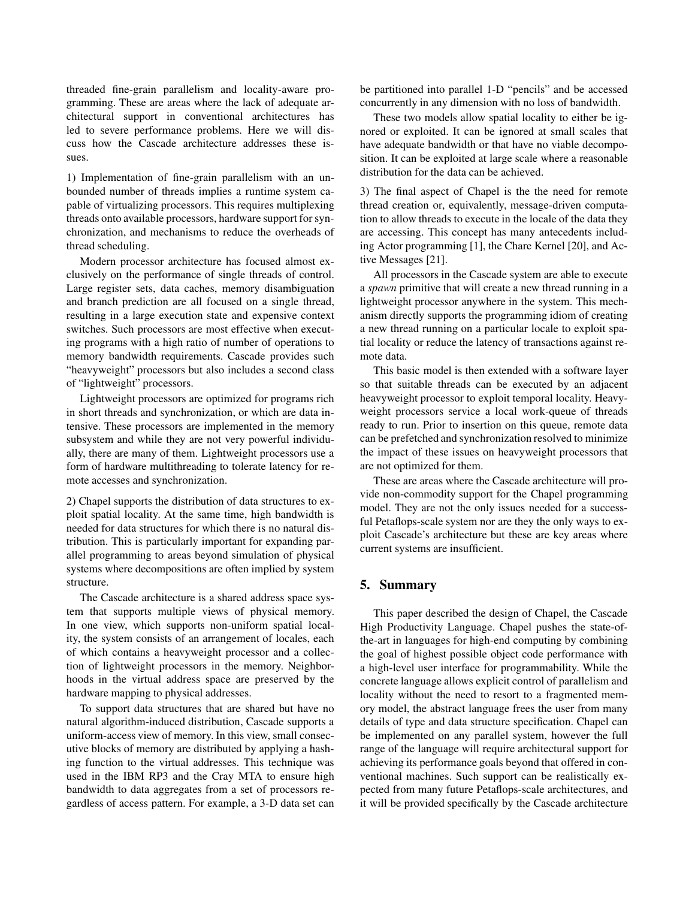threaded fine-grain parallelism and locality-aware programming. These are areas where the lack of adequate architectural support in conventional architectures has led to severe performance problems. Here we will discuss how the Cascade architecture addresses these issues.

1) Implementation of fine-grain parallelism with an unbounded number of threads implies a runtime system capable of virtualizing processors. This requires multiplexing threads onto available processors, hardware support for synchronization, and mechanisms to reduce the overheads of thread scheduling.

Modern processor architecture has focused almost exclusively on the performance of single threads of control. Large register sets, data caches, memory disambiguation and branch prediction are all focused on a single thread, resulting in a large execution state and expensive context switches. Such processors are most effective when executing programs with a high ratio of number of operations to memory bandwidth requirements. Cascade provides such "heavyweight" processors but also includes a second class of "lightweight" processors.

Lightweight processors are optimized for programs rich in short threads and synchronization, or which are data intensive. These processors are implemented in the memory subsystem and while they are not very powerful individually, there are many of them. Lightweight processors use a form of hardware multithreading to tolerate latency for remote accesses and synchronization.

2) Chapel supports the distribution of data structures to exploit spatial locality. At the same time, high bandwidth is needed for data structures for which there is no natural distribution. This is particularly important for expanding parallel programming to areas beyond simulation of physical systems where decompositions are often implied by system structure.

The Cascade architecture is a shared address space system that supports multiple views of physical memory. In one view, which supports non-uniform spatial locality, the system consists of an arrangement of locales, each of which contains a heavyweight processor and a collection of lightweight processors in the memory. Neighborhoods in the virtual address space are preserved by the hardware mapping to physical addresses.

To support data structures that are shared but have no natural algorithm-induced distribution, Cascade supports a uniform-access view of memory. In this view, small consecutive blocks of memory are distributed by applying a hashing function to the virtual addresses. This technique was used in the IBM RP3 and the Cray MTA to ensure high bandwidth to data aggregates from a set of processors regardless of access pattern. For example, a 3-D data set can be partitioned into parallel 1-D "pencils" and be accessed concurrently in any dimension with no loss of bandwidth.

These two models allow spatial locality to either be ignored or exploited. It can be ignored at small scales that have adequate bandwidth or that have no viable decomposition. It can be exploited at large scale where a reasonable distribution for the data can be achieved.

3) The final aspect of Chapel is the the need for remote thread creation or, equivalently, message-driven computation to allow threads to execute in the locale of the data they are accessing. This concept has many antecedents including Actor programming [1], the Chare Kernel [20], and Active Messages [21].

All processors in the Cascade system are able to execute a *spawn* primitive that will create a new thread running in a lightweight processor anywhere in the system. This mechanism directly supports the programming idiom of creating a new thread running on a particular locale to exploit spatial locality or reduce the latency of transactions against remote data.

This basic model is then extended with a software layer so that suitable threads can be executed by an adjacent heavyweight processor to exploit temporal locality. Heavyweight processors service a local work-queue of threads ready to run. Prior to insertion on this queue, remote data can be prefetched and synchronization resolved to minimize the impact of these issues on heavyweight processors that are not optimized for them.

These are areas where the Cascade architecture will provide non-commodity support for the Chapel programming model. They are not the only issues needed for a successful Petaflops-scale system nor are they the only ways to exploit Cascade's architecture but these are key areas where current systems are insufficient.

## 5. Summary

This paper described the design of Chapel, the Cascade High Productivity Language. Chapel pushes the state-of-the-art in languages for high-end computing by combining the goal of highest possible object code performance with a high-level user interface for programmability. While the concrete language allows explicit control of parallelism and locality without the need to resort to a fragmented memory model, the abstract language frees the user from many details of type and data structure specification. Chapel can be implemented on any parallel system, however the full range of the language will require architectural support for achieving its performance goals beyond that offered in conventional machines. Such support can be realistically expected from many future Petaflops-scale architectures, and it will be provided specifically by the Cascade architecture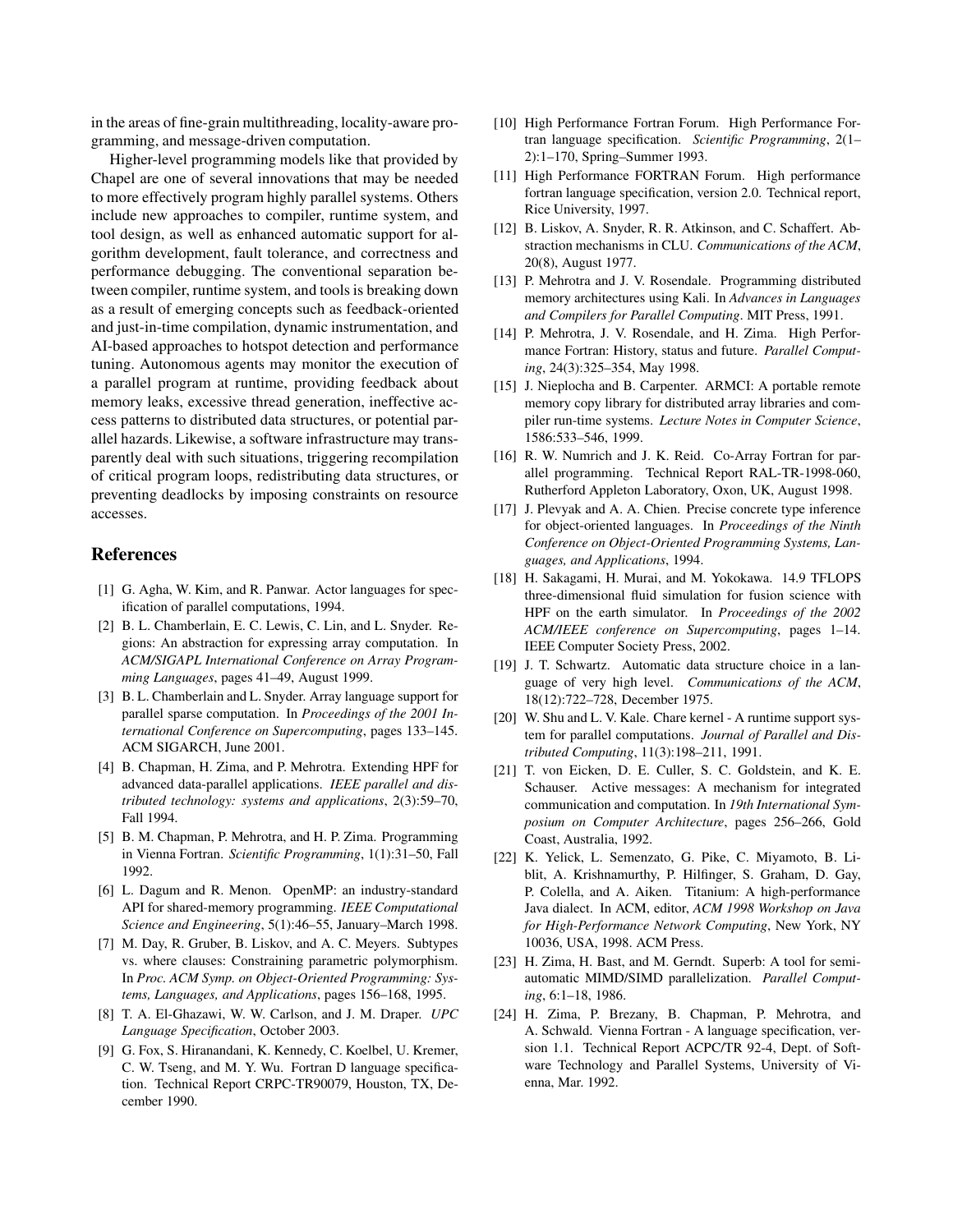in the areas of fine-grain multithreading, locality-aware programming, and message-driven computation.

Higher-level programming models like that provided by Chapel are one of several innovations that may be needed to more effectively program highly parallel systems. Others include new approaches to compiler, runtime system, and tool design, as well as enhanced automatic support for algorithm development, fault tolerance, and correctness and performance debugging. The conventional separation between compiler, runtime system, and tools is breaking down as a result of emerging concepts such as feedback-oriented and just-in-time compilation, dynamic instrumentation, and AI-based approaches to hotspot detection and performance tuning. Autonomous agents may monitor the execution of a parallel program at runtime, providing feedback about memory leaks, excessive thread generation, ineffective access patterns to distributed data structures, or potential parallel hazards. Likewise, a software infrastructure may transparently deal with such situations, triggering recompilation of critical program loops, redistributing data structures, or preventing deadlocks by imposing constraints on resource accesses.

## References

[1] G. Agha, W. Kim, and R. Panwar. Actor languages for specification of parallel computations, 1994.

[2] B. L. Chamberlain, E. C. Lewis, C. Lin, and L. Snyder. Regions: An abstraction for expressing array computation. In *ACM/SIGAPL International Conference on Array Programming Languages*, pages 41–49, August 1999.

[3] B. L. Chamberlain and L. Snyder. Array language support for parallel sparse computation. In *Proceedings of the 2001 International Conference on Supercomputing*, pages 133–145. ACM SIGARCH, June 2001.

[4] B. Chapman, H. Zima, and P. Mehrotra. Extending HPF for advanced data-parallel applications. *IEEE parallel and distributed technology: systems and applications*, 2(3):59–70, Fall 1994.

[5] B. M. Chapman, P. Mehrotra, and H. P. Zima. Programming in Vienna Fortran. *Scientific Programming*, 1(1):31–50, Fall 1992.

[6] L. Dagum and R. Menon. OpenMP: an industry-standard API for shared-memory programming. *IEEE Computational Science and Engineering*, 5(1):46–55, January–March 1998.

[7] M. Day, R. Gruber, B. Liskov, and A. C. Meyers. Subtypes vs. where clauses: Constraining parametric polymorphism. In *Proc. ACM Symp. on Object-Oriented Programming: Systems, Languages, and Applications*, pages 156–168, 1995.

[8] T. A. El-Ghazawi, W. W. Carlson, and J. M. Draper. *UPC Language Specification*, October 2003.

[9] G. Fox, S. Hiranandani, K. Kennedy, C. Koelbel, U. Kremer, C. W. Tseng, and M. Y. Wu. Fortran D language specification. Technical Report CRPC-TR90079, Houston, TX, December 1990.

[10] High Performance Fortran Forum. High Performance Fortran language specification. *Scientific Programming*, 2(1–2):1–170, Spring–Summer 1993.

[11] High Performance FORTRAN Forum. High performance fortran language specification, version 2.0. Technical report, Rice University, 1997.

[12] B. Liskov, A. Snyder, R. R. Atkinson, and C. Schaffert. Abstraction mechanisms in CLU. *Communications of the ACM*, 20(8), August 1977.

[13] P. Mehrotra and J. V. Rosendale. Programming distributed memory architectures using Kali. In *Advances in Languages and Compilers for Parallel Computing*. MIT Press, 1991.

[14] P. Mehrotra, J. V. Rosendale, and H. Zima. High Performance Fortran: History, status and future. *Parallel Computing*, 24(3):325–354, May 1998.

[15] J. Nieplocha and B. Carpenter. ARMCI: A portable remote memory copy library for distributed array libraries and compiler run-time systems. *Lecture Notes in Computer Science*, 1586:533–546, 1999.

[16] R. W. Numrich and J. K. Reid. Co-Array Fortran for parallel programming. Technical Report RAL-TR-1998-060, Rutherford Appleton Laboratory, Oxon, UK, August 1998.

[17] J. Plevyak and A. A. Chien. Precise concrete type inference for object-oriented languages. In *Proceedings of the Ninth Conference on Object-Oriented Programming Systems, Languages, and Applications*, 1994.

[18] H. Sakagami, H. Murai, and M. Yokokawa. 14.9 TFLOPS three-dimensional fluid simulation for fusion science with HPF on the earth simulator. In *Proceedings of the 2002 ACM/IEEE conference on Supercomputing*, pages 1–14. IEEE Computer Society Press, 2002.

[19] J. T. Schwartz. Automatic data structure choice in a language of very high level. *Communications of the ACM*, 18(12):722–728, December 1975.

[20] W. Shu and L. V. Kale. Chare kernel - A runtime support system for parallel computations. *Journal of Parallel and Distributed Computing*, 11(3):198–211, 1991.

[21] T. von Eicken, D. E. Culler, S. C. Goldstein, and K. E. Schauser. Active messages: A mechanism for integrated communication and computation. In *19th International Symposium on Computer Architecture*, pages 256–266, Gold Coast, Australia, 1992.

[22] K. Yelick, L. Semenzato, G. Pike, C. Miyamoto, B. Liblit, A. Krishnamurthy, P. Hilfinger, S. Graham, D. Gay, P. Colella, and A. Aiken. Titanium: A high-performance Java dialect. In ACM, editor, *ACM 1998 Workshop on Java for High-Performance Network Computing*, New York, NY 10036, USA, 1998. ACM Press.

[23] H. Zima, H. Bast, and M. Gerndt. Superb: A tool for semi-automatic MIMD/SIMD parallelization. *Parallel Computing*, 6:1–18, 1986.

[24] H. Zima, P. Brezany, B. Chapman, P. Mehrotra, and A. Schwald. Vienna Fortran - A language specification, version 1.1. Technical Report ACPC/TR 92-4, Dept. of Software Technology and Parallel Systems, University of Vienna, Mar. 1992.